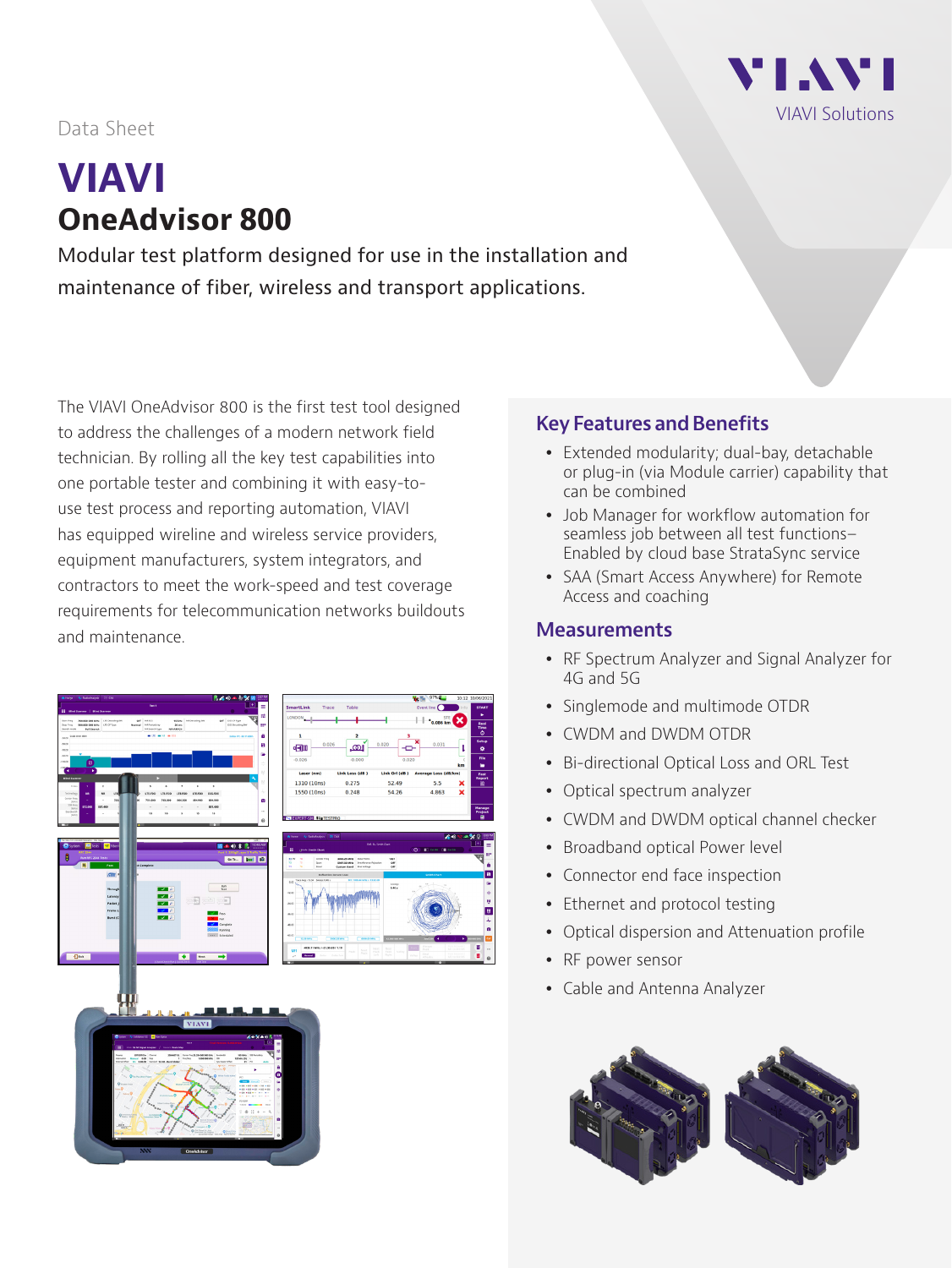Data Sheet

# VIAVI

## OneAdvisor 800

Modular test platform designed for use in the installation and maintenance of fiber, wireless and transport applications.

The VIAVI OneAdvisor 800 is the first test tool designed to address the challenges of a modern network field technician. By rolling all the key test capabilities into one portable tester and combining it with easy-to-use test process and reporting automation, VIAVI has equipped wireline and wireless service providers, equipment manufacturers, system integrators, and contractors to meet the work-speed and test coverage requirements for telecommunication networks buildouts and maintenance.

### Key Features and Benefits

- Extended modularity; dual-bay, detachable or plug-in (via Module carrier) capability that can be combined
- Job Manager for workflow automation for seamless job between all test functions–Enabled by cloud base StrataSync service
- SAA (Smart Access Anywhere) for Remote Access and coaching

### Measurements

- RF Spectrum Analyzer and Signal Analyzer for 4G and 5G
- Singlemode and multimode OTDR
- CWDM and DWDM OTDR
- Bi-directional Optical Loss and ORL Test
- Optical spectrum analyzer
- CWDM and DWDM optical channel checker
- Broadband optical Power level
- Connector end face inspection
- Ethernet and protocol testing
- Optical dispersion and Attenuation profile
- RF power sensor
- Cable and Antenna Analyzer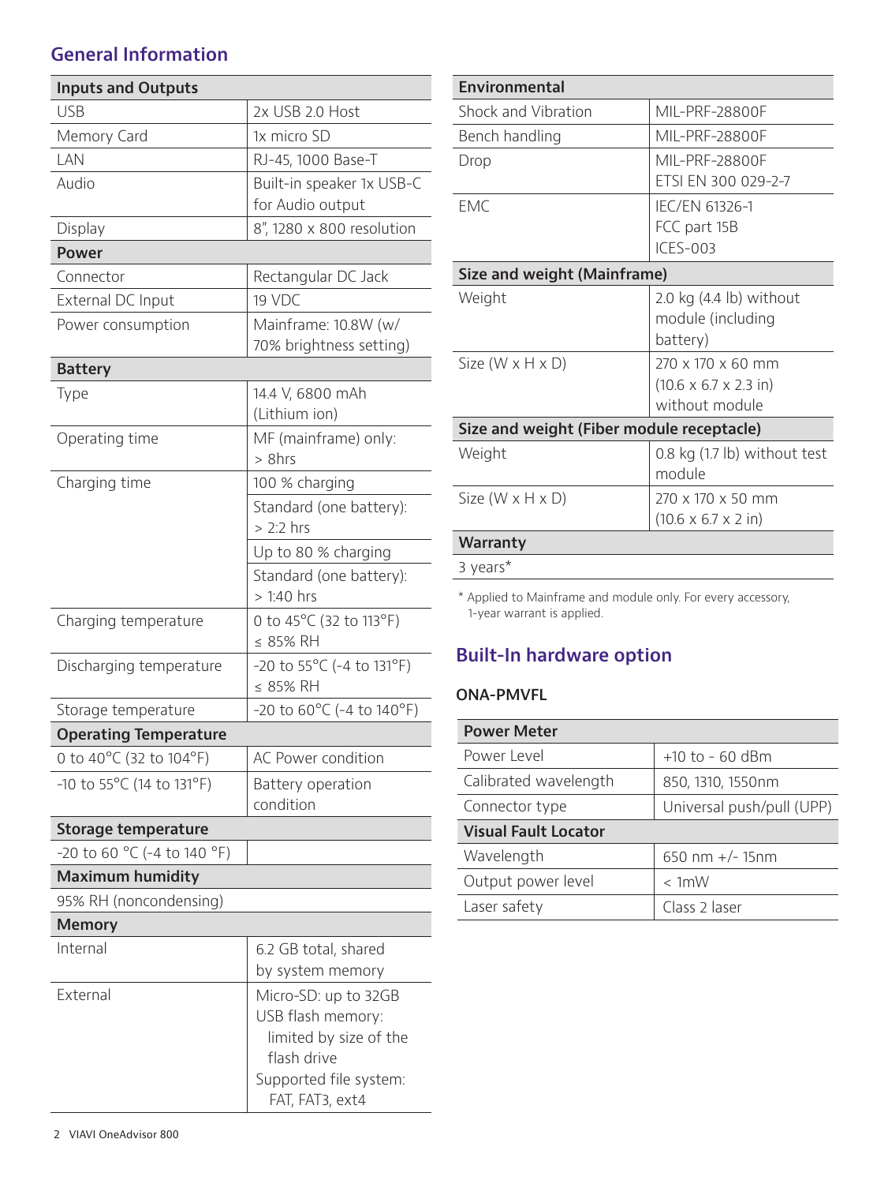## General Information

| Inputs and Outputs | |
|---|---|
| USB | 2x USB 2.0 Host |
| Memory Card | 1x micro SD |
| LAN | RJ-45, 1000 Base-T |
| Audio | Built-in speaker 1x USB-C for Audio output |
| Display | 8", 1280 x 800 resolution |
| **Power** | |
| Connector | Rectangular DC Jack |
| External DC Input | 19 VDC |
| Power consumption | Mainframe: 10.8W (w/ 70% brightness setting) |
| **Battery** | |
| Type | 14.4 V, 6800 mAh (Lithium ion) |
| Operating time | MF (mainframe) only: > 8hrs |
| Charging time | 100 % charging |
| | Standard (one battery): > 2:2 hrs |
| | Up to 80 % charging |
| | Standard (one battery): > 1:40 hrs |
| Charging temperature | 0 to 45°C (32 to 113°F) ≤ 85% RH |
| Discharging temperature | -20 to 55°C (-4 to 131°F) ≤ 85% RH |
| Storage temperature | -20 to 60°C (-4 to 140°F) |
| **Operating Temperature** | |
| 0 to 40°C (32 to 104°F) | AC Power condition |
| -10 to 55°C (14 to 131°F) | Battery operation condition |
| **Storage temperature** | |
| -20 to 60 °C (-4 to 140 °F) | |
| **Maximum humidity** | |
| 95% RH (noncondensing) | |
| **Memory** | |
| Internal | 6.2 GB total, shared by system memory |
| External | Micro-SD: up to 32GB<br>USB flash memory: limited by size of the flash drive<br>Supported file system: FAT, FAT3, ext4 |

| Environmental | |
|---|---|
| Shock and Vibration | MIL-PRF-28800F |
| Bench handling | MIL-PRF-28800F |
| Drop | MIL-PRF-28800F<br>ETSI EN 300 029-2-7 |
| EMC | IEC/EN 61326-1<br>FCC part 15B<br>ICES-003 |
| **Size and weight (Mainframe)** | |
| Weight | 2.0 kg (4.4 lb) without module (including battery) |
| Size (W x H x D) | 270 x 170 x 60 mm (10.6 x 6.7 x 2.3 in) without module |
| **Size and weight (Fiber module receptacle)** | |
| Weight | 0.8 kg (1.7 lb) without test module |
| Size (W x H x D) | 270 x 170 x 50 mm (10.6 x 6.7 x 2 in) |
| **Warranty** | |
| 3 years* | |

* Applied to Mainframe and module only. For every accessory, 1-year warrant is applied.

## Built-In hardware option

### ONA-PMVFL

| Power Meter | |
|---|---|
| Power Level | +10 to - 60 dBm |
| Calibrated wavelength | 850, 1310, 1550nm |
| Connector type | Universal push/pull (UPP) |
| **Visual Fault Locator** | |
| Wavelength | 650 nm +/- 15nm |
| Output power level | < 1mW |
| Laser safety | Class 2 laser |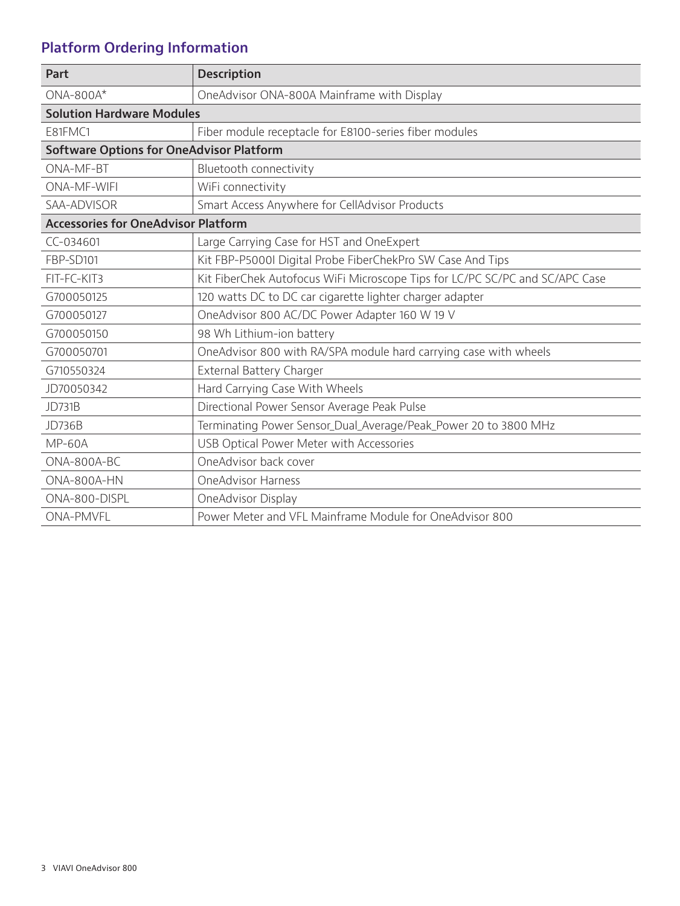## Platform Ordering Information

| Part | Description |
| --- | --- |
| ONA-800A* | OneAdvisor ONA-800A Mainframe with Display |
| **Solution Hardware Modules** | |
| E81FMC1 | Fiber module receptacle for E8100-series fiber modules |
| **Software Options for OneAdvisor Platform** | |
| ONA-MF-BT | Bluetooth connectivity |
| ONA-MF-WIFI | WiFi connectivity |
| SAA-ADVISOR | Smart Access Anywhere for CellAdvisor Products |
| **Accessories for OneAdvisor Platform** | |
| CC-034601 | Large Carrying Case for HST and OneExpert |
| FBP-SD101 | Kit FBP-P5000I Digital Probe FiberChekPro SW Case And Tips |
| FIT-FC-KIT3 | Kit FiberChek Autofocus WiFi Microscope Tips for LC/PC SC/PC and SC/APC Case |
| G700050125 | 120 watts DC to DC car cigarette lighter charger adapter |
| G700050127 | OneAdvisor 800 AC/DC Power Adapter 160 W 19 V |
| G700050150 | 98 Wh Lithium-ion battery |
| G700050701 | OneAdvisor 800 with RA/SPA module hard carrying case with wheels |
| G710550324 | External Battery Charger |
| JD70050342 | Hard Carrying Case With Wheels |
| JD731B | Directional Power Sensor Average Peak Pulse |
| JD736B | Terminating Power Sensor_Dual_Average/Peak_Power 20 to 3800 MHz |
| MP-60A | USB Optical Power Meter with Accessories |
| ONA-800A-BC | OneAdvisor back cover |
| ONA-800A-HN | OneAdvisor Harness |
| ONA-800-DISPL | OneAdvisor Display |
| ONA-PMVFL | Power Meter and VFL Mainframe Module for OneAdvisor 800 |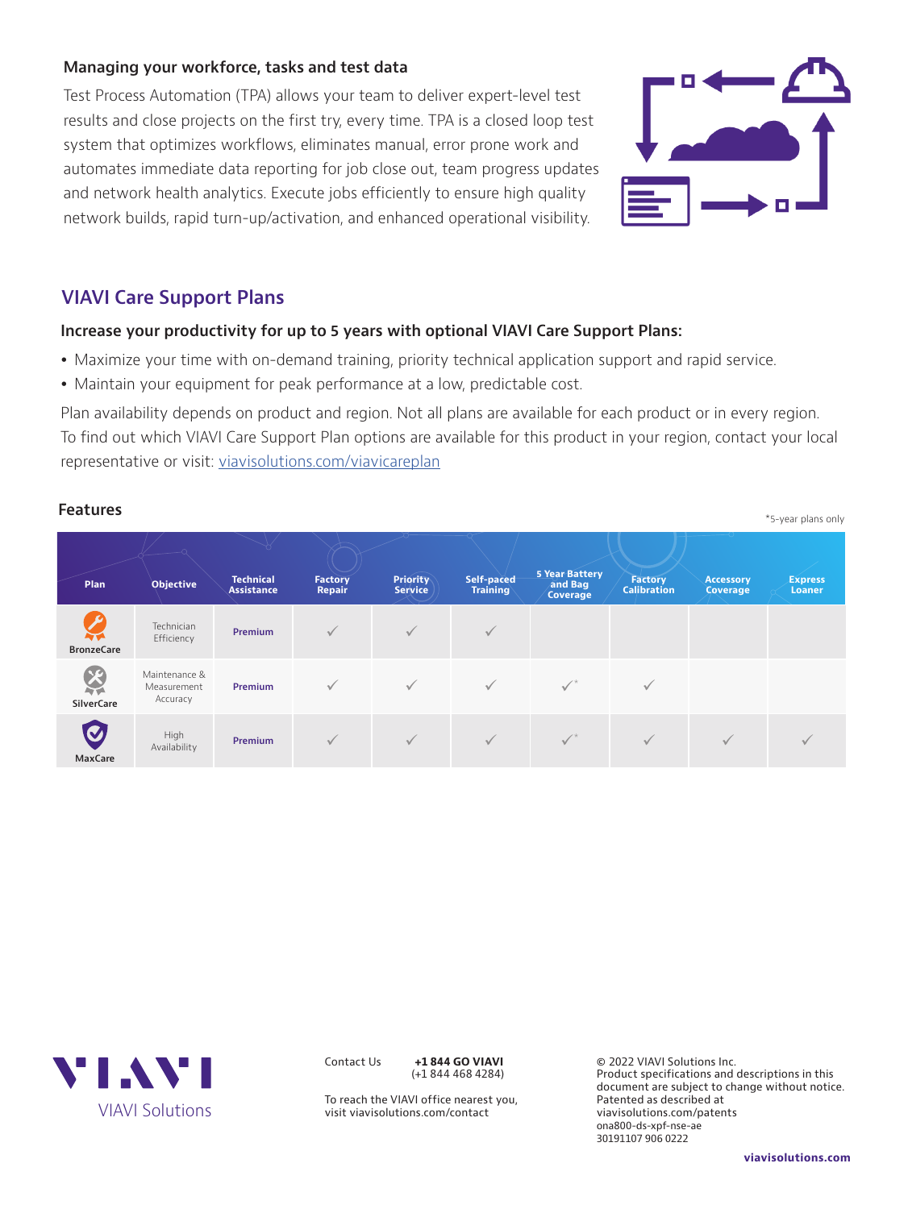### Managing your workforce, tasks and test data

Test Process Automation (TPA) allows your team to deliver expert-level test results and close projects on the first try, every time. TPA is a closed loop test system that optimizes workflows, eliminates manual, error prone work and automates immediate data reporting for job close out, team progress updates and network health analytics. Execute jobs efficiently to ensure high quality network builds, rapid turn-up/activation, and enhanced operational visibility.

## VIAVI Care Support Plans

### Increase your productivity for up to 5 years with optional VIAVI Care Support Plans:

- Maximize your time with on-demand training, priority technical application support and rapid service.
- Maintain your equipment for peak performance at a low, predictable cost.

Plan availability depends on product and region. Not all plans are available for each product or in every region. To find out which VIAVI Care Support Plan options are available for this product in your region, contact your local representative or visit: viavisolutions.com/viavicareplan

### Features

*5-year plans only

| Plan | Objective | Technical Assistance | Factory Repair | Priority Service | Self-paced Training | 5 Year Battery and Bag Coverage | Factory Calibration | Accessory Coverage | Express Loaner |
|---|---|---|---|---|---|---|---|---|---|
| BronzeCare | Technician Efficiency | Premium | ✓ | ✓ | ✓ | | | | |
| SilverCare | Maintenance & Measurement Accuracy | Premium | ✓ | ✓ | ✓ | ✓* | ✓ | | |
| MaxCare | High Availability | Premium | ✓ | ✓ | ✓ | ✓* | ✓ | ✓ | ✓ |

VIAVI Solutions

Contact Us **+1 844 GO VIAVI**
(+1 844 468 4284)

To reach the VIAVI office nearest you, visit viavisolutions.com/contact

© 2022 VIAVI Solutions Inc.
Product specifications and descriptions in this document are subject to change without notice.
Patented as described at viavisolutions.com/patents
ona800-ds-xpf-nse-ae
30191107 906 0222

**viavisolutions.com**